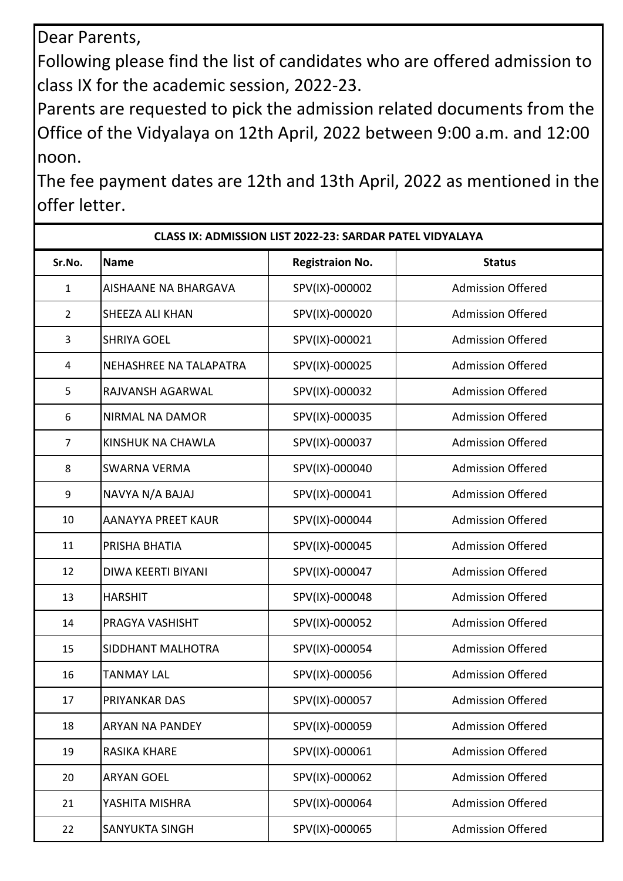Dear Parents,

Following please find the list of candidates who are offered admission to class IX for the academic session, 2022-23.

Parents are requested to pick the admission related documents from the Office of the Vidyalaya on 12th April, 2022 between 9:00 a.m. and 12:00 noon.

The fee payment dates are 12th and 13th April, 2022 as mentioned in the offer letter.

**CLASS IX: ADMISSION LIST 2022-23: SARDAR PATEL VIDYALAYA**

| Sr.No. | Name | Registraion No. | Status |
|---|---|---|---|
| 1 | AISHAANE NA BHARGAVA | SPV(IX)-000002 | Admission Offered |
| 2 | SHEEZA ALI KHAN | SPV(IX)-000020 | Admission Offered |
| 3 | SHRIYA GOEL | SPV(IX)-000021 | Admission Offered |
| 4 | NEHASHREE NA TALAPATRA | SPV(IX)-000025 | Admission Offered |
| 5 | RAJVANSH AGARWAL | SPV(IX)-000032 | Admission Offered |
| 6 | NIRMAL NA DAMOR | SPV(IX)-000035 | Admission Offered |
| 7 | KINSHUK NA CHAWLA | SPV(IX)-000037 | Admission Offered |
| 8 | SWARNA VERMA | SPV(IX)-000040 | Admission Offered |
| 9 | NAVYA N/A BAJAJ | SPV(IX)-000041 | Admission Offered |
| 10 | AANAYYA PREET KAUR | SPV(IX)-000044 | Admission Offered |
| 11 | PRISHA BHATIA | SPV(IX)-000045 | Admission Offered |
| 12 | DIWA KEERTI BIYANI | SPV(IX)-000047 | Admission Offered |
| 13 | HARSHIT | SPV(IX)-000048 | Admission Offered |
| 14 | PRAGYA VASHISHT | SPV(IX)-000052 | Admission Offered |
| 15 | SIDDHANT MALHOTRA | SPV(IX)-000054 | Admission Offered |
| 16 | TANMAY LAL | SPV(IX)-000056 | Admission Offered |
| 17 | PRIYANKAR DAS | SPV(IX)-000057 | Admission Offered |
| 18 | ARYAN NA PANDEY | SPV(IX)-000059 | Admission Offered |
| 19 | RASIKA KHARE | SPV(IX)-000061 | Admission Offered |
| 20 | ARYAN GOEL | SPV(IX)-000062 | Admission Offered |
| 21 | YASHITA MISHRA | SPV(IX)-000064 | Admission Offered |
| 22 | SANYUKTA SINGH | SPV(IX)-000065 | Admission Offered |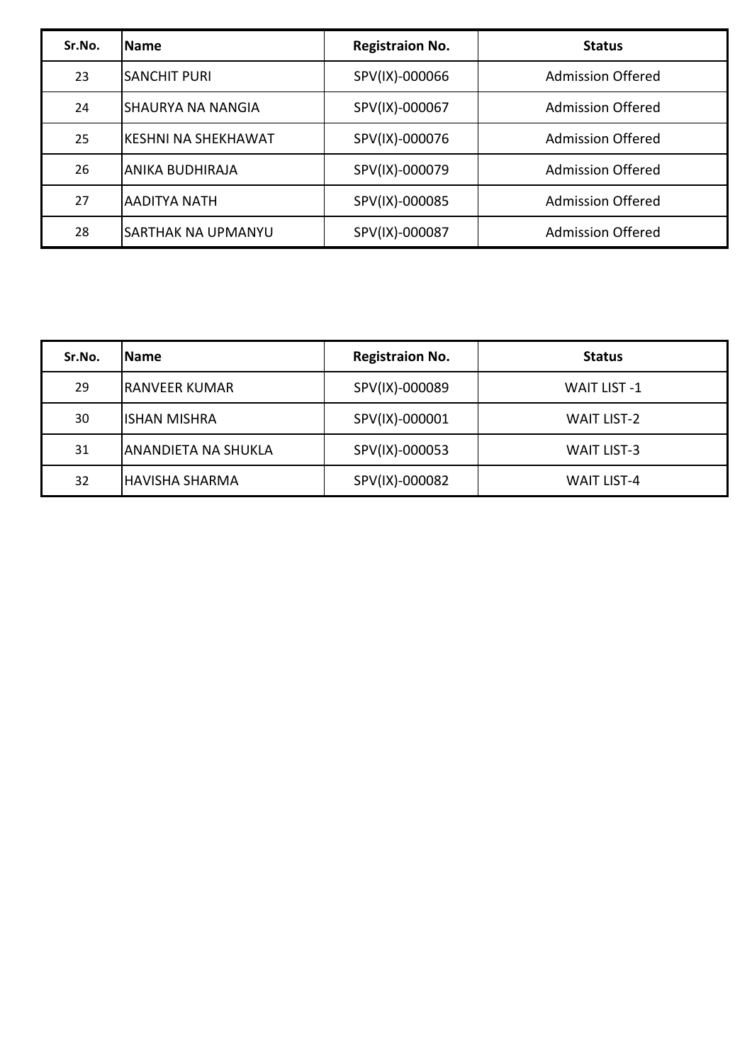| Sr.No. | Name | Registraion No. | Status |
| --- | --- | --- | --- |
| 23 | SANCHIT PURI | SPV(IX)-000066 | Admission Offered |
| 24 | SHAURYA NA NANGIA | SPV(IX)-000067 | Admission Offered |
| 25 | KESHNI NA SHEKHAWAT | SPV(IX)-000076 | Admission Offered |
| 26 | ANIKA BUDHIRAJA | SPV(IX)-000079 | Admission Offered |
| 27 | AADITYA NATH | SPV(IX)-000085 | Admission Offered |
| 28 | SARTHAK NA UPMANYU | SPV(IX)-000087 | Admission Offered |

| Sr.No. | Name | Registraion No. | Status |
| --- | --- | --- | --- |
| 29 | RANVEER KUMAR | SPV(IX)-000089 | WAIT LIST -1 |
| 30 | ISHAN MISHRA | SPV(IX)-000001 | WAIT LIST-2 |
| 31 | ANANDIETA NA SHUKLA | SPV(IX)-000053 | WAIT LIST-3 |
| 32 | HAVISHA SHARMA | SPV(IX)-000082 | WAIT LIST-4 |